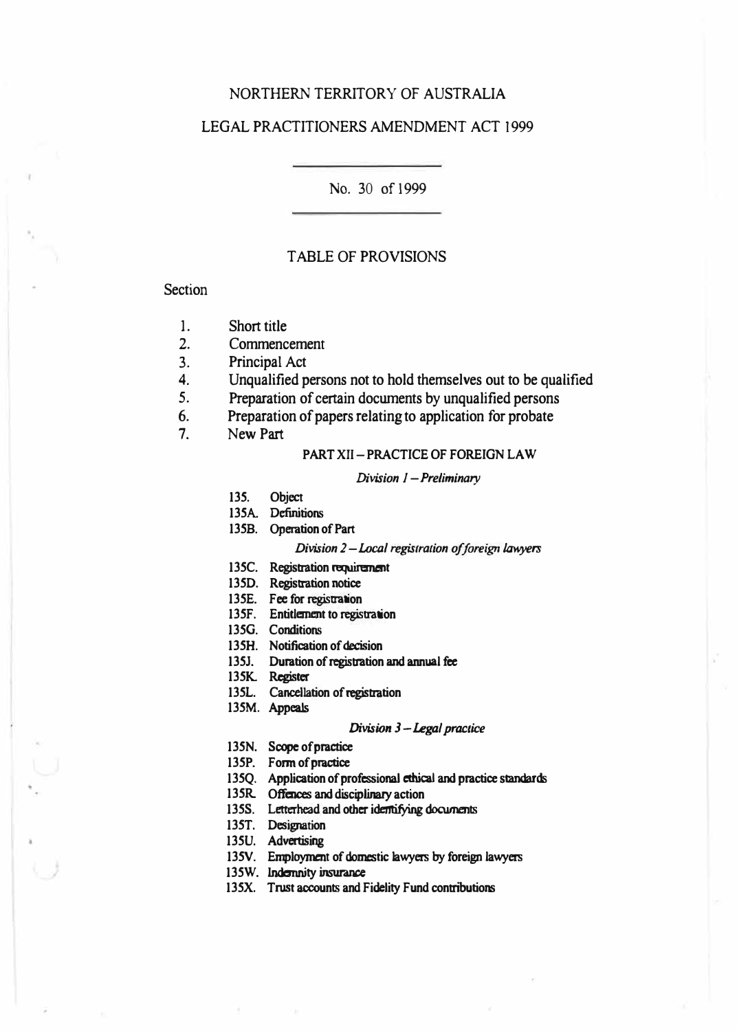NORTHERN TERRITORY OF AUSTRALIA

LEGAL PRACTITIONERS AMENDMENT ACT 1999

No. 30 of 1999

TABLE OF PROVISIONS

Section

1. Short title
2. Commencement
3. Principal Act
4. Unqualified persons not to hold themselves out to be qualified
5. Preparation of certain documents by unqualified persons
6. Preparation of papers relating to application for probate
7. New Part

PART XII – PRACTICE OF FOREIGN LAW

*Division 1 – Preliminary*

135. Object
135A. Definitions
135B. Operation of Part

*Division 2 – Local registration of foreign lawyers*

135C. Registration requirement
135D. Registration notice
135E. Fee for registration
135F. Entitlement to registration
135G. Conditions
135H. Notification of decision
135J. Duration of registration and annual fee
135K. Register
135L. Cancellation of registration
135M. Appeals

*Division 3 – Legal practice*

135N. Scope of practice
135P. Form of practice
135Q. Application of professional ethical and practice standards
135R. Offences and disciplinary action
135S. Letterhead and other identifying documents
135T. Designation
135U. Advertising
135V. Employment of domestic lawyers by foreign lawyers
135W. Indemnity insurance
135X. Trust accounts and Fidelity Fund contributions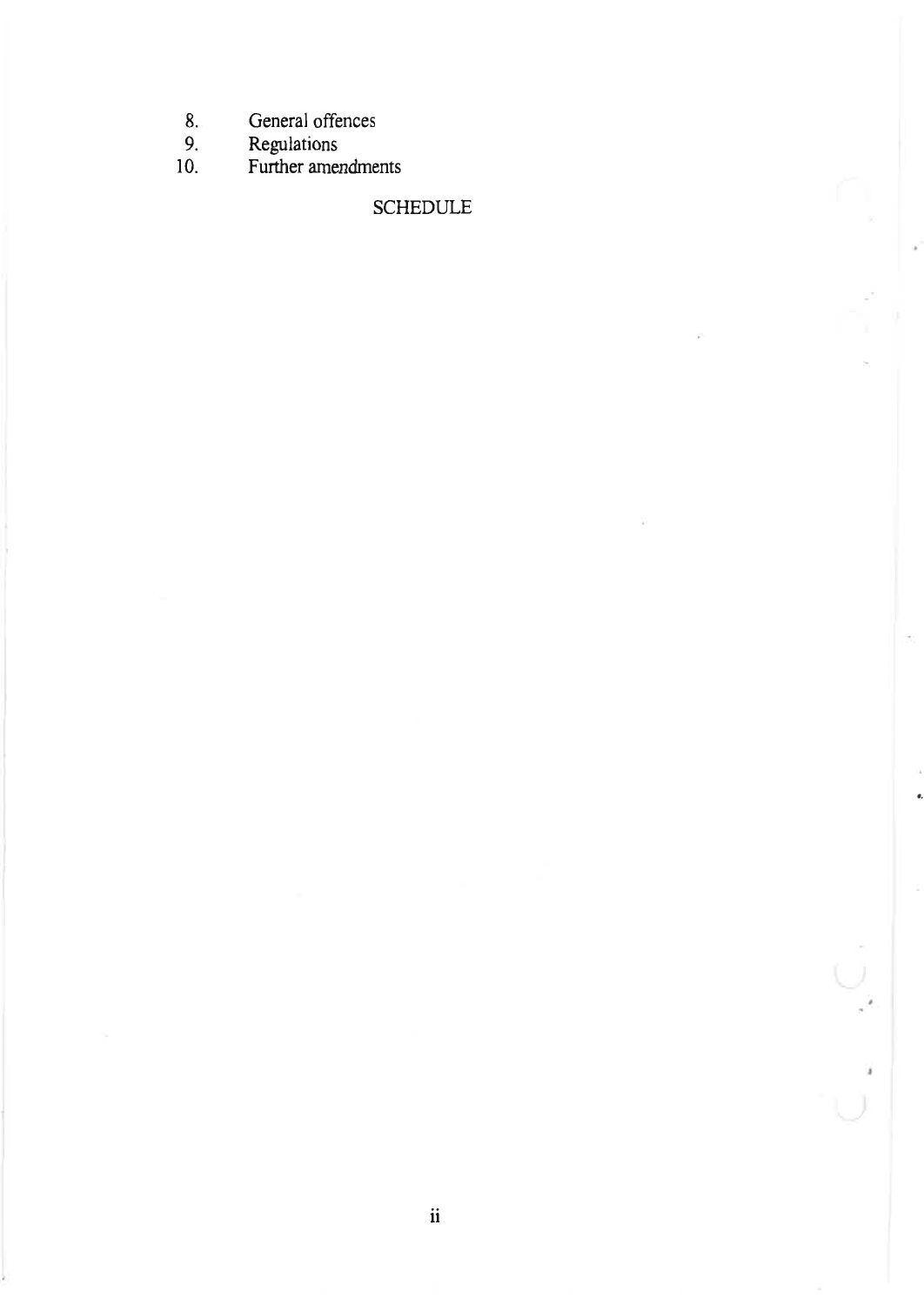8. General offences
9. Regulations
10. Further amendments

SCHEDULE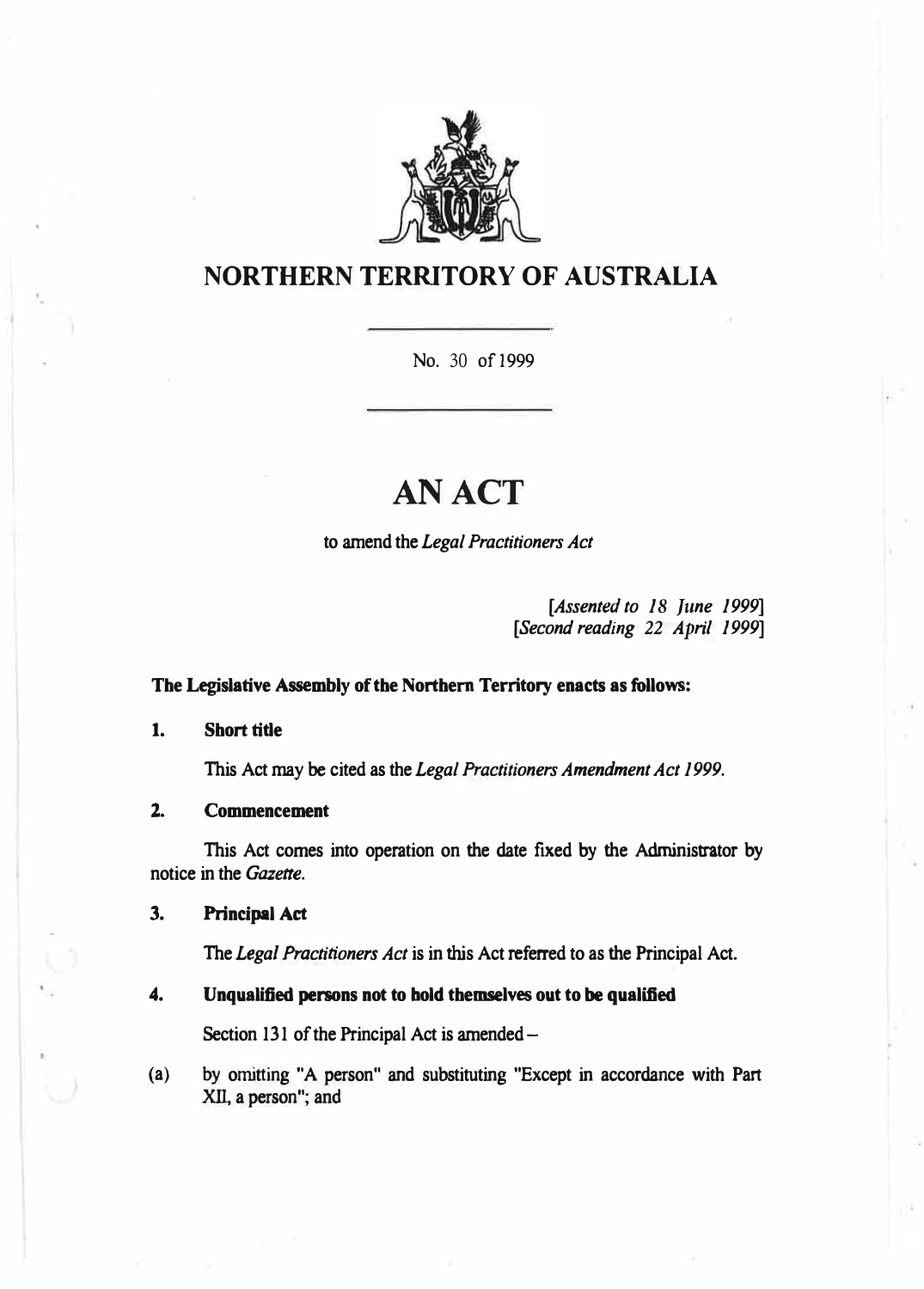# NORTHERN TERRITORY OF AUSTRALIA

No. 30 of 1999

# AN ACT

to amend the *Legal Practitioners Act*

[*Assented to 18 June 1999*]
[*Second reading 22 April 1999*]

**The Legislative Assembly of the Northern Territory enacts as follows:**

**1. Short title**

This Act may be cited as the *Legal Practitioners Amendment Act 1999*.

**2. Commencement**

This Act comes into operation on the date fixed by the Administrator by notice in the *Gazette*.

**3. Principal Act**

The *Legal Practitioners Act* is in this Act referred to as the Principal Act.

**4. Unqualified persons not to hold themselves out to be qualified**

Section 131 of the Principal Act is amended –

(a) by omitting "A person" and substituting "Except in accordance with Part XII, a person"; and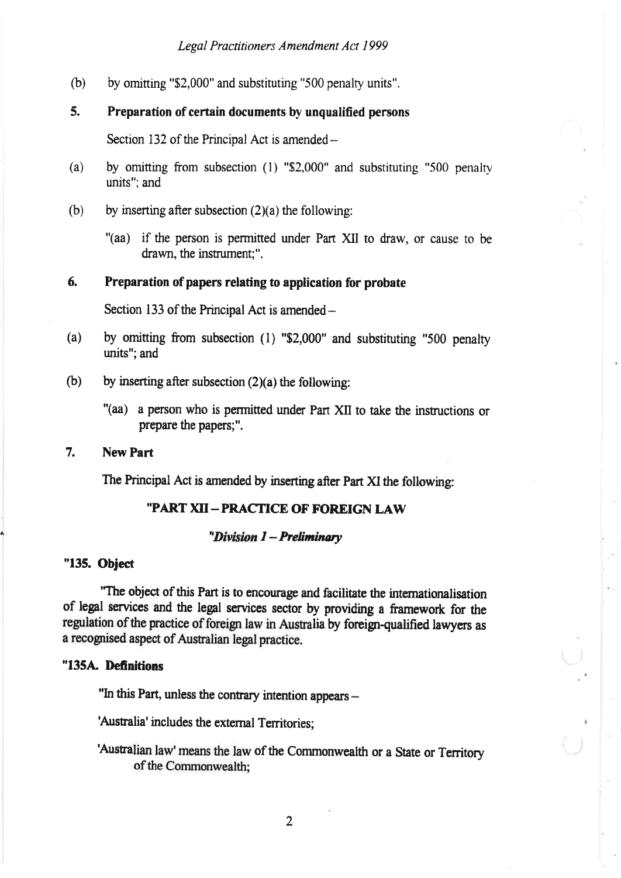(b) by omitting "$2,000" and substituting "500 penalty units".

**5. Preparation of certain documents by unqualified persons**

Section 132 of the Principal Act is amended –

(a) by omitting from subsection (1) "$2,000" and substituting "500 penalty units"; and

(b) by inserting after subsection (2)(a) the following:

"(aa) if the person is permitted under Part XII to draw, or cause to be drawn, the instrument;".

**6. Preparation of papers relating to application for probate**

Section 133 of the Principal Act is amended –

(a) by omitting from subsection (1) "$2,000" and substituting "500 penalty units"; and

(b) by inserting after subsection (2)(a) the following:

"(aa) a person who is permitted under Part XII to take the instructions or prepare the papers;".

**7. New Part**

The Principal Act is amended by inserting after Part XI the following:

**"PART XII – PRACTICE OF FOREIGN LAW**

***"Division 1 – Preliminary***

**"135. Object**

"The object of this Part is to encourage and facilitate the internationalisation of legal services and the legal services sector by providing a framework for the regulation of the practice of foreign law in Australia by foreign-qualified lawyers as a recognised aspect of Australian legal practice.

**"135A. Definitions**

"In this Part, unless the contrary intention appears –

'Australia' includes the external Territories;

'Australian law' means the law of the Commonwealth or a State or Territory of the Commonwealth;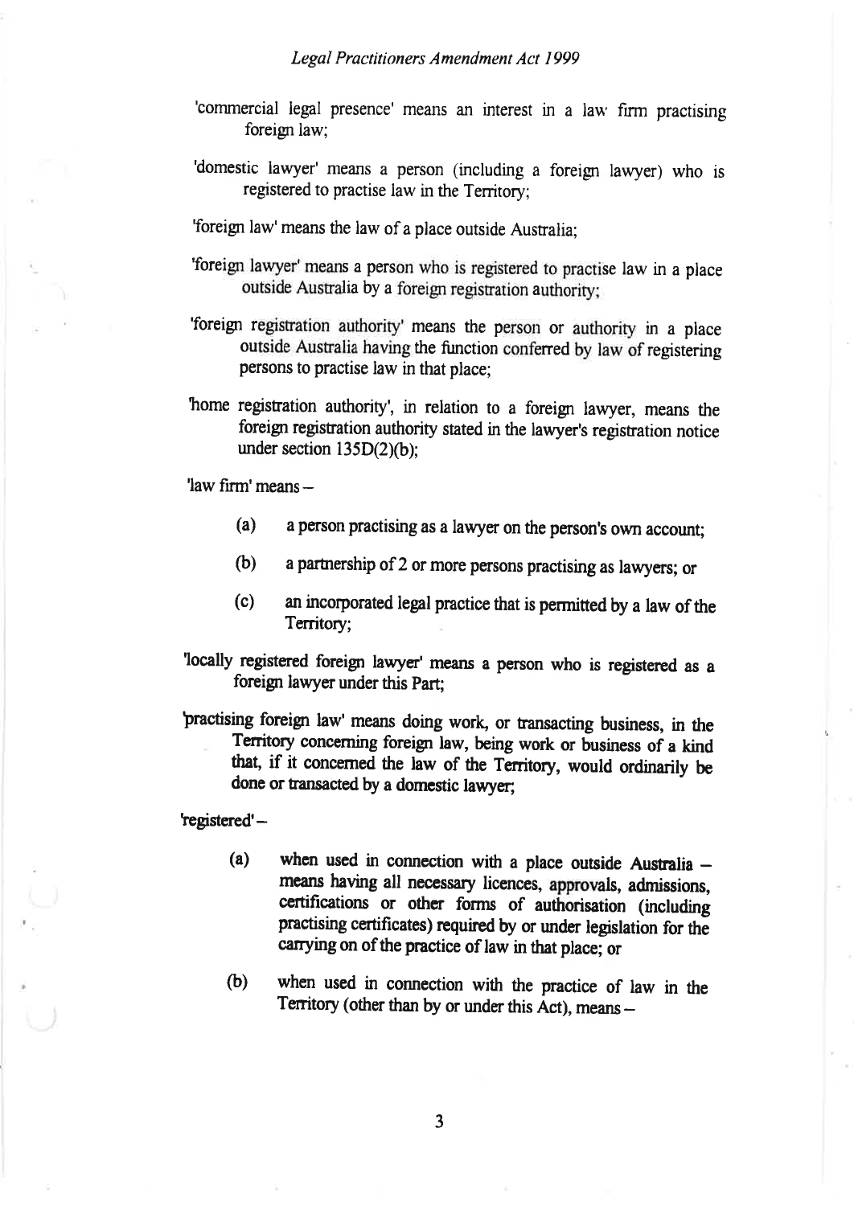'commercial legal presence' means an interest in a law firm practising foreign law;

'domestic lawyer' means a person (including a foreign lawyer) who is registered to practise law in the Territory;

'foreign law' means the law of a place outside Australia;

'foreign lawyer' means a person who is registered to practise law in a place outside Australia by a foreign registration authority;

'foreign registration authority' means the person or authority in a place outside Australia having the function conferred by law of registering persons to practise law in that place;

'home registration authority', in relation to a foreign lawyer, means the foreign registration authority stated in the lawyer's registration notice under section 135D(2)(b);

'law firm' means –

- (a) a person practising as a lawyer on the person's own account;
- (b) a partnership of 2 or more persons practising as lawyers; or
- (c) an incorporated legal practice that is permitted by a law of the Territory;

'locally registered foreign lawyer' means a person who is registered as a foreign lawyer under this Part;

'practising foreign law' means doing work, or transacting business, in the Territory concerning foreign law, being work or business of a kind that, if it concerned the law of the Territory, would ordinarily be done or transacted by a domestic lawyer;

'registered' –

- (a) when used in connection with a place outside Australia – means having all necessary licences, approvals, admissions, certifications or other forms of authorisation (including practising certificates) required by or under legislation for the carrying on of the practice of law in that place; or
- (b) when used in connection with the practice of law in the Territory (other than by or under this Act), means –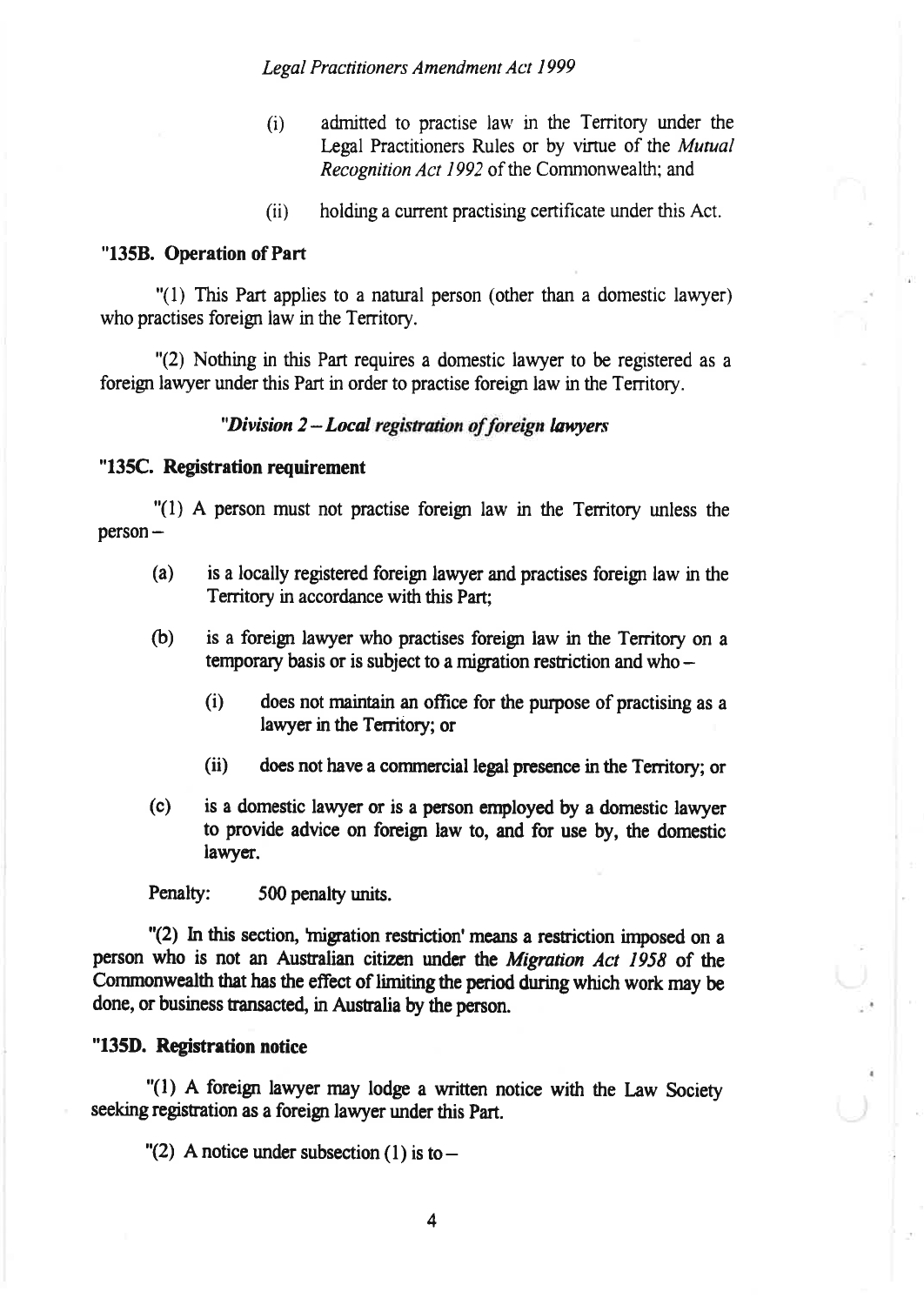(i) admitted to practise law in the Territory under the Legal Practitioners Rules or by virtue of the *Mutual Recognition Act 1992* of the Commonwealth; and

(ii) holding a current practising certificate under this Act.

**"135B. Operation of Part**

"(1) This Part applies to a natural person (other than a domestic lawyer) who practises foreign law in the Territory.

"(2) Nothing in this Part requires a domestic lawyer to be registered as a foreign lawyer under this Part in order to practise foreign law in the Territory.

***"Division 2 – Local registration of foreign lawyers***

**"135C. Registration requirement**

"(1) A person must not practise foreign law in the Territory unless the person –

(a) is a locally registered foreign lawyer and practises foreign law in the Territory in accordance with this Part;

(b) is a foreign lawyer who practises foreign law in the Territory on a temporary basis or is subject to a migration restriction and who –

  (i) does not maintain an office for the purpose of practising as a lawyer in the Territory; or

  (ii) does not have a commercial legal presence in the Territory; or

(c) is a domestic lawyer or is a person employed by a domestic lawyer to provide advice on foreign law to, and for use by, the domestic lawyer.

Penalty: 500 penalty units.

"(2) In this section, 'migration restriction' means a restriction imposed on a person who is not an Australian citizen under the *Migration Act 1958* of the Commonwealth that has the effect of limiting the period during which work may be done, or business transacted, in Australia by the person.

**"135D. Registration notice**

"(1) A foreign lawyer may lodge a written notice with the Law Society seeking registration as a foreign lawyer under this Part.

"(2) A notice under subsection (1) is to –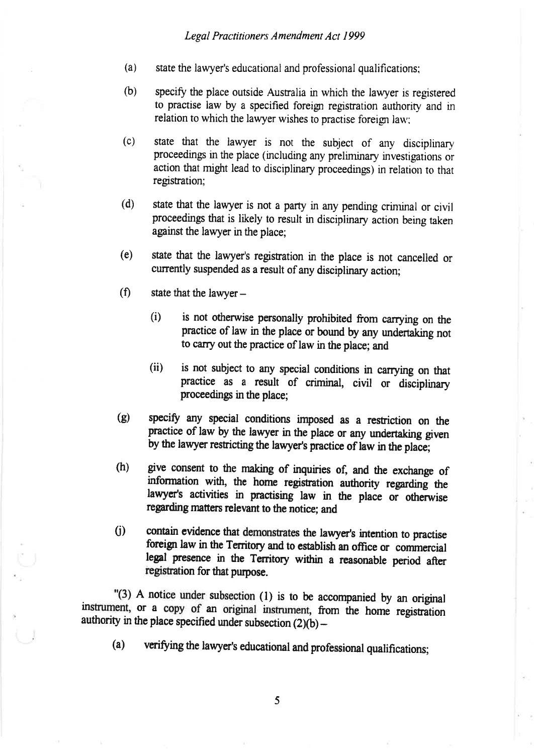(a) state the lawyer's educational and professional qualifications;

(b) specify the place outside Australia in which the lawyer is registered to practise law by a specified foreign registration authority and in relation to which the lawyer wishes to practise foreign law;

(c) state that the lawyer is not the subject of any disciplinary proceedings in the place (including any preliminary investigations or action that might lead to disciplinary proceedings) in relation to that registration;

(d) state that the lawyer is not a party in any pending criminal or civil proceedings that is likely to result in disciplinary action being taken against the lawyer in the place;

(e) state that the lawyer's registration in the place is not cancelled or currently suspended as a result of any disciplinary action;

(f) state that the lawyer –

  (i) is not otherwise personally prohibited from carrying on the practice of law in the place or bound by any undertaking not to carry out the practice of law in the place; and

  (ii) is not subject to any special conditions in carrying on that practice as a result of criminal, civil or disciplinary proceedings in the place;

(g) specify any special conditions imposed as a restriction on the practice of law by the lawyer in the place or any undertaking given by the lawyer restricting the lawyer's practice of law in the place;

(h) give consent to the making of inquiries of, and the exchange of information with, the home registration authority regarding the lawyer's activities in practising law in the place or otherwise regarding matters relevant to the notice; and

(j) contain evidence that demonstrates the lawyer's intention to practise foreign law in the Territory and to establish an office or commercial legal presence in the Territory within a reasonable period after registration for that purpose.

"(3) A notice under subsection (1) is to be accompanied by an original instrument, or a copy of an original instrument, from the home registration authority in the place specified under subsection (2)(b) –

(a) verifying the lawyer's educational and professional qualifications;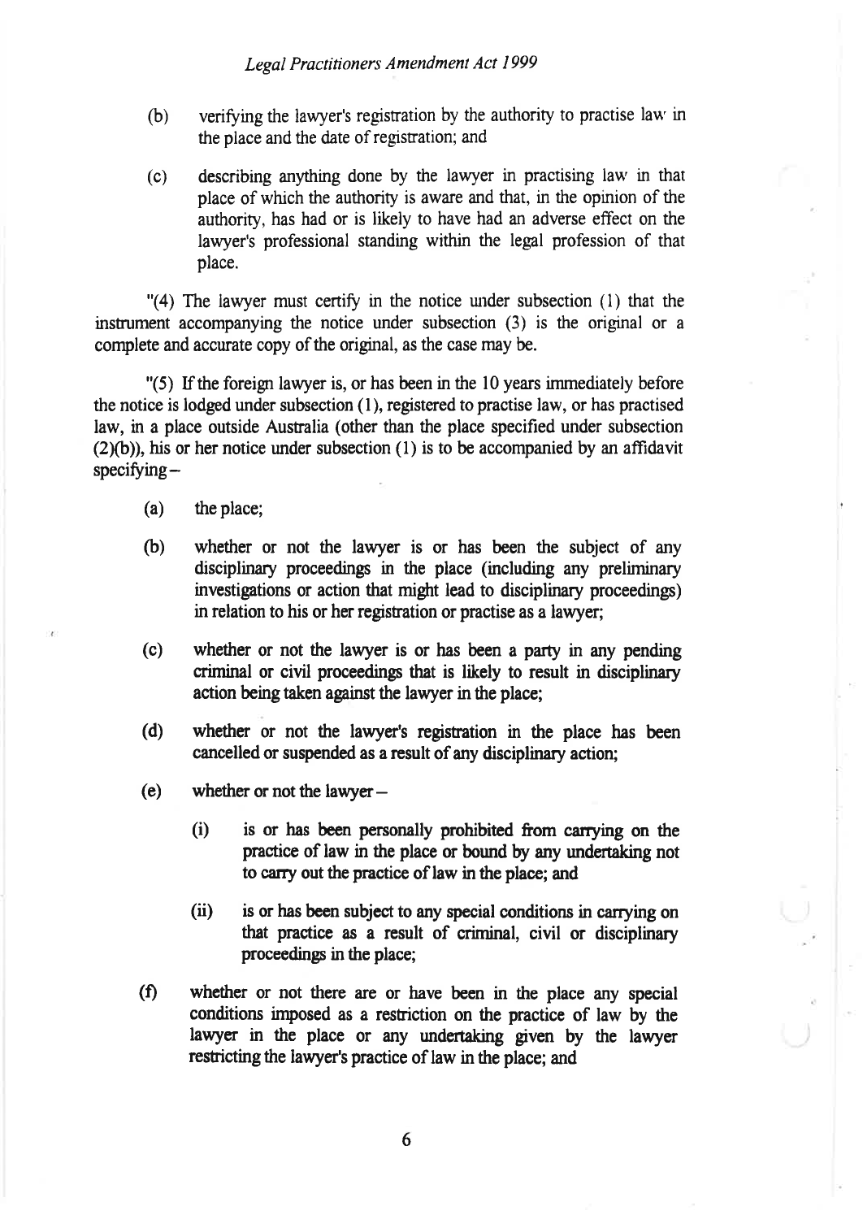(b) verifying the lawyer's registration by the authority to practise law in the place and the date of registration; and

(c) describing anything done by the lawyer in practising law in that place of which the authority is aware and that, in the opinion of the authority, has had or is likely to have had an adverse effect on the lawyer's professional standing within the legal profession of that place.

"(4) The lawyer must certify in the notice under subsection (1) that the instrument accompanying the notice under subsection (3) is the original or a complete and accurate copy of the original, as the case may be.

"(5) If the foreign lawyer is, or has been in the 10 years immediately before the notice is lodged under subsection (1), registered to practise law, or has practised law, in a place outside Australia (other than the place specified under subsection (2)(b)), his or her notice under subsection (1) is to be accompanied by an affidavit specifying –

(a) the place;

(b) whether or not the lawyer is or has been the subject of any disciplinary proceedings in the place (including any preliminary investigations or action that might lead to disciplinary proceedings) in relation to his or her registration or practise as a lawyer;

(c) whether or not the lawyer is or has been a party in any pending criminal or civil proceedings that is likely to result in disciplinary action being taken against the lawyer in the place;

(d) whether or not the lawyer's registration in the place has been cancelled or suspended as a result of any disciplinary action;

(e) whether or not the lawyer –

(i) is or has been personally prohibited from carrying on the practice of law in the place or bound by any undertaking not to carry out the practice of law in the place; and

(ii) is or has been subject to any special conditions in carrying on that practice as a result of criminal, civil or disciplinary proceedings in the place;

(f) whether or not there are or have been in the place any special conditions imposed as a restriction on the practice of law by the lawyer in the place or any undertaking given by the lawyer restricting the lawyer's practice of law in the place; and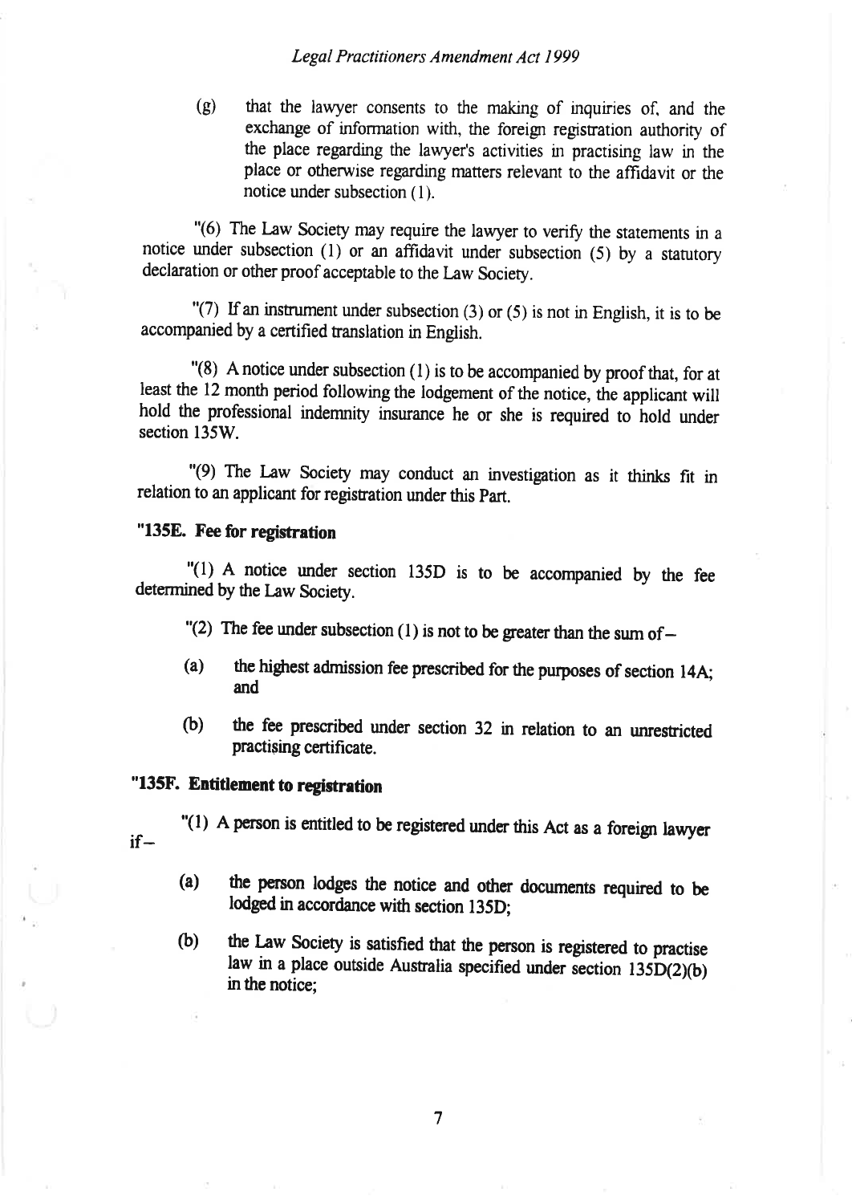(g) that the lawyer consents to the making of inquiries of, and the exchange of information with, the foreign registration authority of the place regarding the lawyer's activities in practising law in the place or otherwise regarding matters relevant to the affidavit or the notice under subsection (1).

"(6) The Law Society may require the lawyer to verify the statements in a notice under subsection (1) or an affidavit under subsection (5) by a statutory declaration or other proof acceptable to the Law Society.

"(7) If an instrument under subsection (3) or (5) is not in English, it is to be accompanied by a certified translation in English.

"(8) A notice under subsection (1) is to be accompanied by proof that, for at least the 12 month period following the lodgement of the notice, the applicant will hold the professional indemnity insurance he or she is required to hold under section 135W.

"(9) The Law Society may conduct an investigation as it thinks fit in relation to an applicant for registration under this Part.

**"135E. Fee for registration**

"(1) A notice under section 135D is to be accompanied by the fee determined by the Law Society.

"(2) The fee under subsection (1) is not to be greater than the sum of–

(a) the highest admission fee prescribed for the purposes of section 14A; and

(b) the fee prescribed under section 32 in relation to an unrestricted practising certificate.

**"135F. Entitlement to registration**

"(1) A person is entitled to be registered under this Act as a foreign lawyer if–

(a) the person lodges the notice and other documents required to be lodged in accordance with section 135D;

(b) the Law Society is satisfied that the person is registered to practise law in a place outside Australia specified under section 135D(2)(b) in the notice;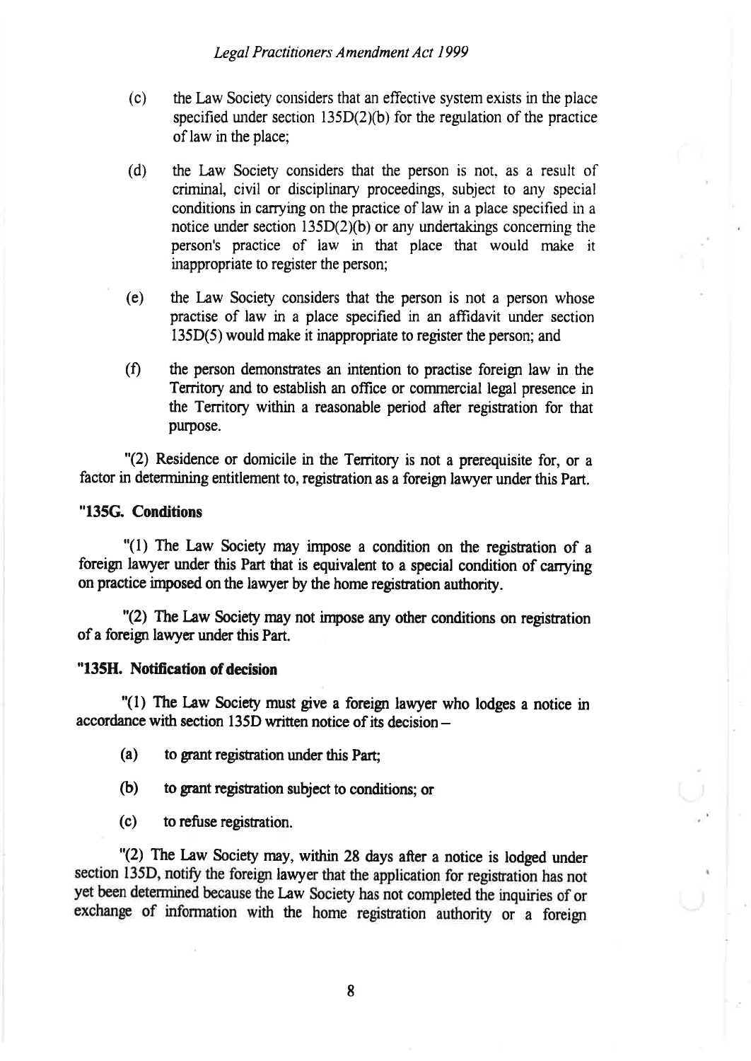(c) the Law Society considers that an effective system exists in the place specified under section 135D(2)(b) for the regulation of the practice of law in the place;

(d) the Law Society considers that the person is not, as a result of criminal, civil or disciplinary proceedings, subject to any special conditions in carrying on the practice of law in a place specified in a notice under section 135D(2)(b) or any undertakings concerning the person's practice of law in that place that would make it inappropriate to register the person;

(e) the Law Society considers that the person is not a person whose practise of law in a place specified in an affidavit under section 135D(5) would make it inappropriate to register the person; and

(f) the person demonstrates an intention to practise foreign law in the Territory and to establish an office or commercial legal presence in the Territory within a reasonable period after registration for that purpose.

"(2) Residence or domicile in the Territory is not a prerequisite for, or a factor in determining entitlement to, registration as a foreign lawyer under this Part.

**"135G. Conditions**

"(1) The Law Society may impose a condition on the registration of a foreign lawyer under this Part that is equivalent to a special condition of carrying on practice imposed on the lawyer by the home registration authority.

"(2) The Law Society may not impose any other conditions on registration of a foreign lawyer under this Part.

**"135H. Notification of decision**

"(1) The Law Society must give a foreign lawyer who lodges a notice in accordance with section 135D written notice of its decision –

(a) to grant registration under this Part;

(b) to grant registration subject to conditions; or

(c) to refuse registration.

"(2) The Law Society may, within 28 days after a notice is lodged under section 135D, notify the foreign lawyer that the application for registration has not yet been determined because the Law Society has not completed the inquiries of or exchange of information with the home registration authority or a foreign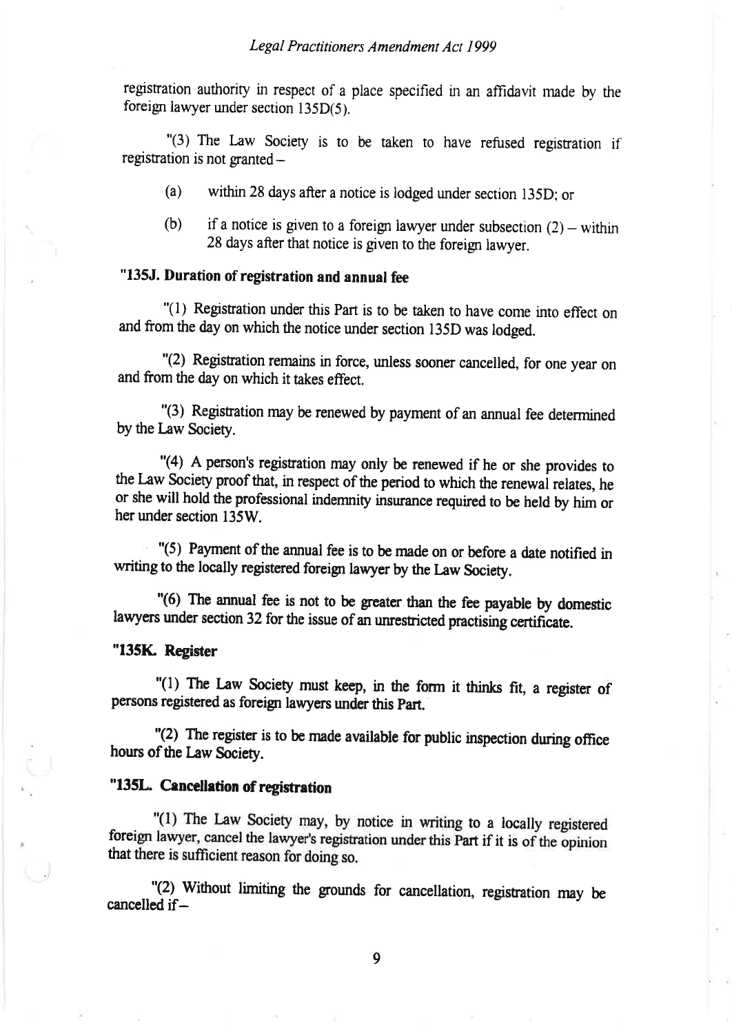registration authority in respect of a place specified in an affidavit made by the foreign lawyer under section 135D(5).

"(3) The Law Society is to be taken to have refused registration if registration is not granted –

(a) within 28 days after a notice is lodged under section 135D; or

(b) if a notice is given to a foreign lawyer under subsection (2) – within 28 days after that notice is given to the foreign lawyer.

**"135J. Duration of registration and annual fee**

"(1) Registration under this Part is to be taken to have come into effect on and from the day on which the notice under section 135D was lodged.

"(2) Registration remains in force, unless sooner cancelled, for one year on and from the day on which it takes effect.

"(3) Registration may be renewed by payment of an annual fee determined by the Law Society.

"(4) A person's registration may only be renewed if he or she provides to the Law Society proof that, in respect of the period to which the renewal relates, he or she will hold the professional indemnity insurance required to be held by him or her under section 135W.

"(5) Payment of the annual fee is to be made on or before a date notified in writing to the locally registered foreign lawyer by the Law Society.

"(6) The annual fee is not to be greater than the fee payable by domestic lawyers under section 32 for the issue of an unrestricted practising certificate.

**"135K. Register**

"(1) The Law Society must keep, in the form it thinks fit, a register of persons registered as foreign lawyers under this Part.

"(2) The register is to be made available for public inspection during office hours of the Law Society.

**"135L. Cancellation of registration**

"(1) The Law Society may, by notice in writing to a locally registered foreign lawyer, cancel the lawyer's registration under this Part if it is of the opinion that there is sufficient reason for doing so.

"(2) Without limiting the grounds for cancellation, registration may be cancelled if –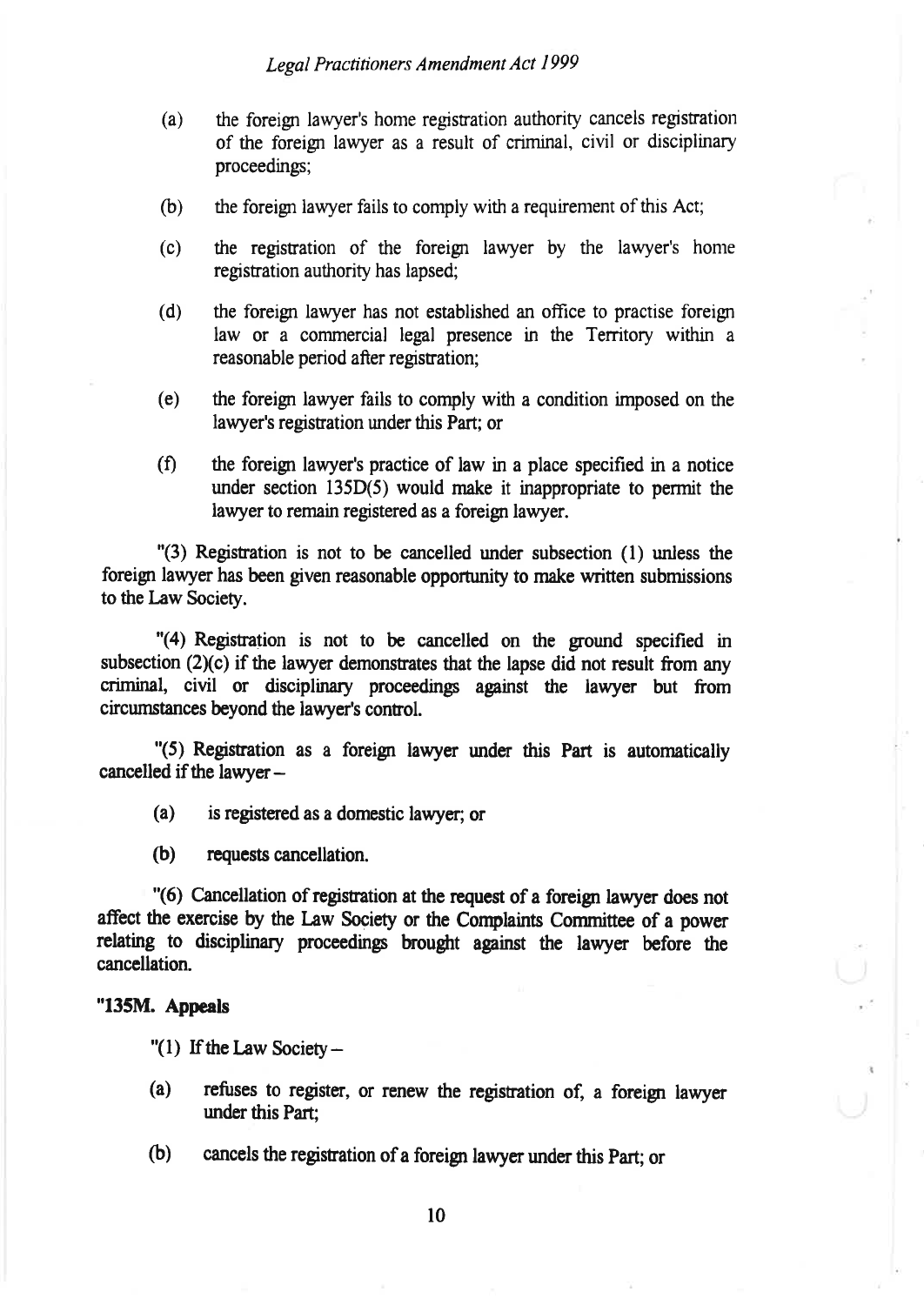(a) the foreign lawyer's home registration authority cancels registration of the foreign lawyer as a result of criminal, civil or disciplinary proceedings;

(b) the foreign lawyer fails to comply with a requirement of this Act;

(c) the registration of the foreign lawyer by the lawyer's home registration authority has lapsed;

(d) the foreign lawyer has not established an office to practise foreign law or a commercial legal presence in the Territory within a reasonable period after registration;

(e) the foreign lawyer fails to comply with a condition imposed on the lawyer's registration under this Part; or

(f) the foreign lawyer's practice of law in a place specified in a notice under section 135D(5) would make it inappropriate to permit the lawyer to remain registered as a foreign lawyer.

"(3) Registration is not to be cancelled under subsection (1) unless the foreign lawyer has been given reasonable opportunity to make written submissions to the Law Society.

"(4) Registration is not to be cancelled on the ground specified in subsection (2)(c) if the lawyer demonstrates that the lapse did not result from any criminal, civil or disciplinary proceedings against the lawyer but from circumstances beyond the lawyer's control.

"(5) Registration as a foreign lawyer under this Part is automatically cancelled if the lawyer –

(a) is registered as a domestic lawyer; or

(b) requests cancellation.

"(6) Cancellation of registration at the request of a foreign lawyer does not affect the exercise by the Law Society or the Complaints Committee of a power relating to disciplinary proceedings brought against the lawyer before the cancellation.

**"135M. Appeals**

"(1) If the Law Society –

(a) refuses to register, or renew the registration of, a foreign lawyer under this Part;

(b) cancels the registration of a foreign lawyer under this Part; or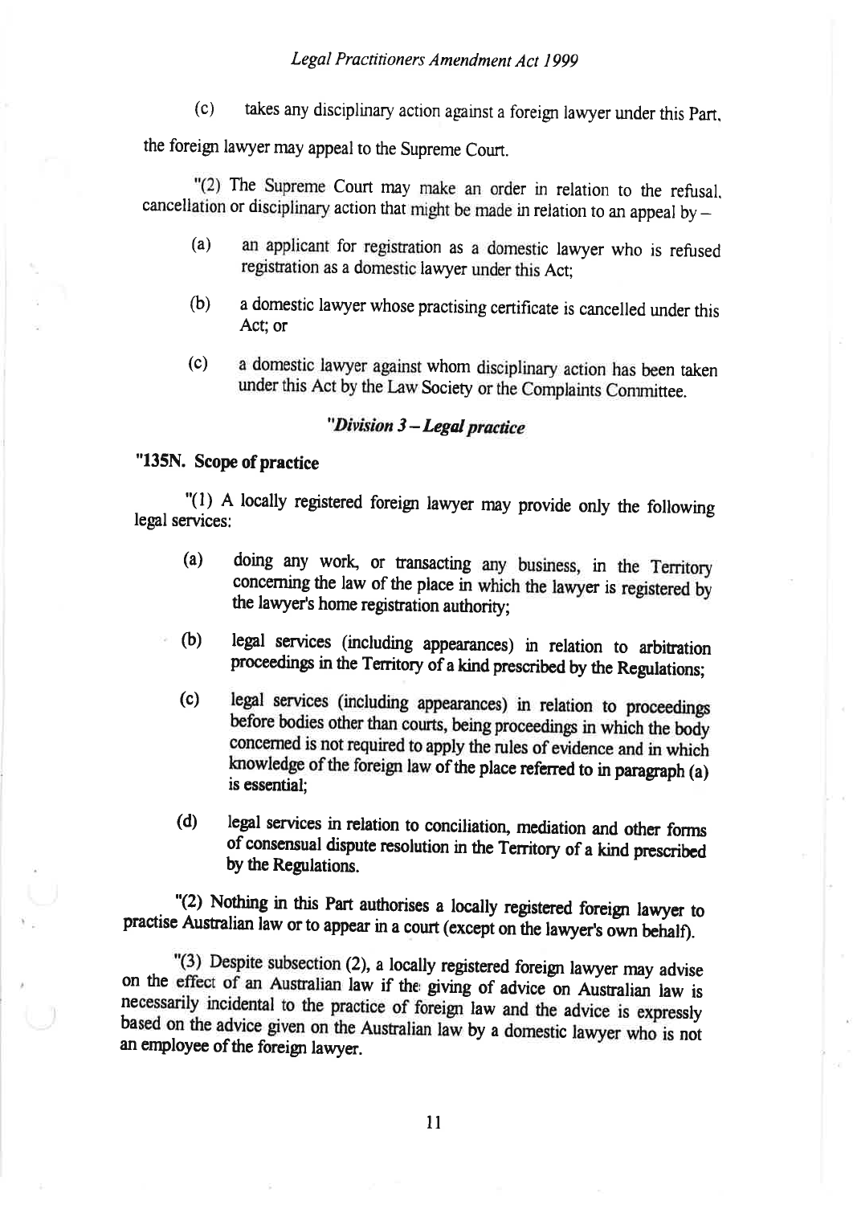(c) takes any disciplinary action against a foreign lawyer under this Part,

the foreign lawyer may appeal to the Supreme Court.

"(2) The Supreme Court may make an order in relation to the refusal, cancellation or disciplinary action that might be made in relation to an appeal by –

(a) an applicant for registration as a domestic lawyer who is refused registration as a domestic lawyer under this Act;

(b) a domestic lawyer whose practising certificate is cancelled under this Act; or

(c) a domestic lawyer against whom disciplinary action has been taken under this Act by the Law Society or the Complaints Committee.

### *"Division 3 – Legal practice*

**"135N. Scope of practice**

"(1) A locally registered foreign lawyer may provide only the following legal services:

(a) doing any work, or transacting any business, in the Territory concerning the law of the place in which the lawyer is registered by the lawyer's home registration authority;

(b) legal services (including appearances) in relation to arbitration proceedings in the Territory of a kind prescribed by the Regulations;

(c) legal services (including appearances) in relation to proceedings before bodies other than courts, being proceedings in which the body concerned is not required to apply the rules of evidence and in which knowledge of the foreign law of the place referred to in paragraph (a) is essential;

(d) legal services in relation to conciliation, mediation and other forms of consensual dispute resolution in the Territory of a kind prescribed by the Regulations.

"(2) Nothing in this Part authorises a locally registered foreign lawyer to practise Australian law or to appear in a court (except on the lawyer's own behalf).

"(3) Despite subsection (2), a locally registered foreign lawyer may advise on the effect of an Australian law if the giving of advice on Australian law is necessarily incidental to the practice of foreign law and the advice is expressly based on the advice given on the Australian law by a domestic lawyer who is not an employee of the foreign lawyer.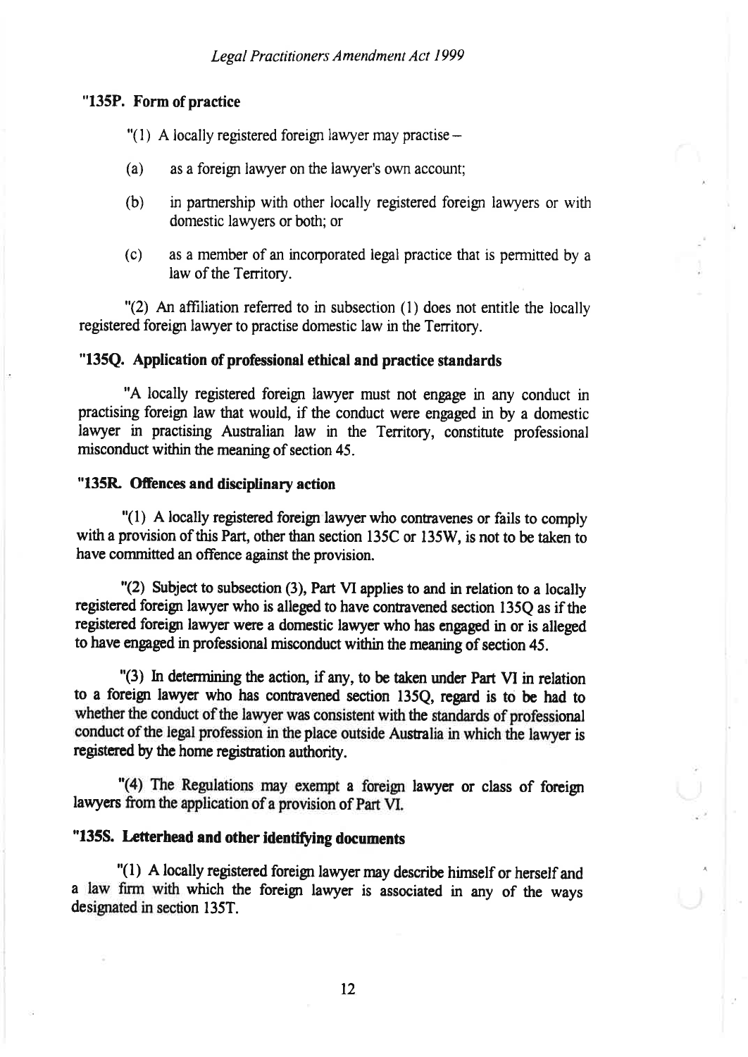### "135P. Form of practice

"(1) A locally registered foreign lawyer may practise –

(a) as a foreign lawyer on the lawyer's own account;

(b) in partnership with other locally registered foreign lawyers or with domestic lawyers or both; or

(c) as a member of an incorporated legal practice that is permitted by a law of the Territory.

"(2) An affiliation referred to in subsection (1) does not entitle the locally registered foreign lawyer to practise domestic law in the Territory.

### "135Q. Application of professional ethical and practice standards

"A locally registered foreign lawyer must not engage in any conduct in practising foreign law that would, if the conduct were engaged in by a domestic lawyer in practising Australian law in the Territory, constitute professional misconduct within the meaning of section 45.

### "135R. Offences and disciplinary action

"(1) A locally registered foreign lawyer who contravenes or fails to comply with a provision of this Part, other than section 135C or 135W, is not to be taken to have committed an offence against the provision.

"(2) Subject to subsection (3), Part VI applies to and in relation to a locally registered foreign lawyer who is alleged to have contravened section 135Q as if the registered foreign lawyer were a domestic lawyer who has engaged in or is alleged to have engaged in professional misconduct within the meaning of section 45.

"(3) In determining the action, if any, to be taken under Part VI in relation to a foreign lawyer who has contravened section 135Q, regard is to be had to whether the conduct of the lawyer was consistent with the standards of professional conduct of the legal profession in the place outside Australia in which the lawyer is registered by the home registration authority.

"(4) The Regulations may exempt a foreign lawyer or class of foreign lawyers from the application of a provision of Part VI.

### "135S. Letterhead and other identifying documents

"(1) A locally registered foreign lawyer may describe himself or herself and a law firm with which the foreign lawyer is associated in any of the ways designated in section 135T.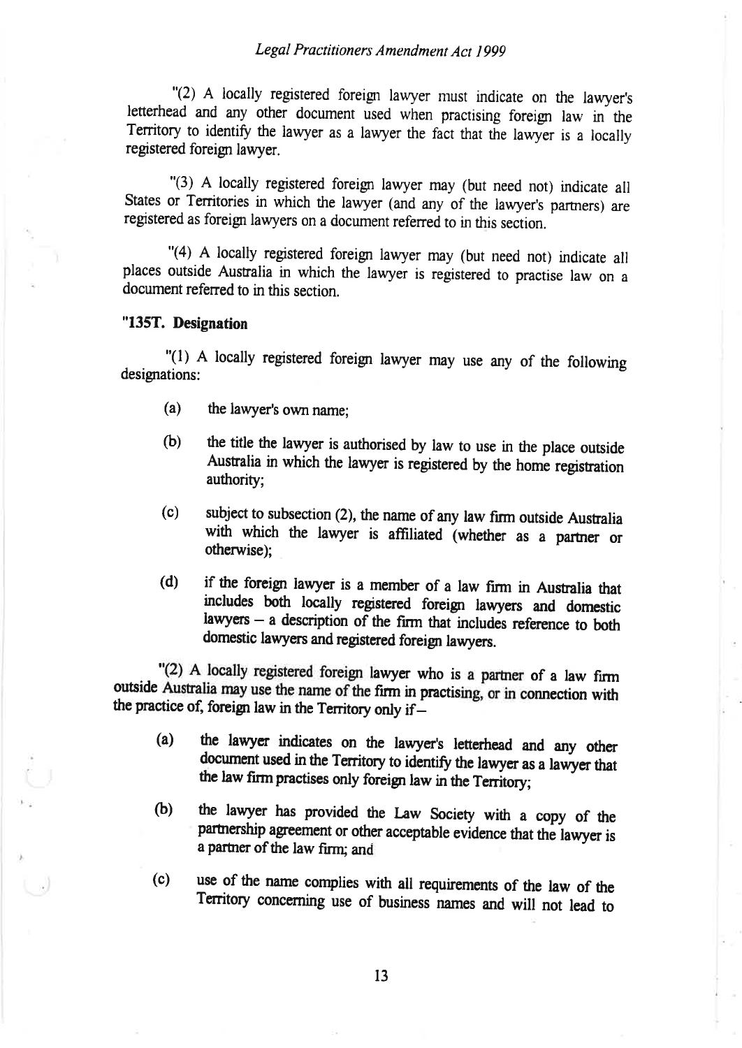"(2) A locally registered foreign lawyer must indicate on the lawyer's letterhead and any other document used when practising foreign law in the Territory to identify the lawyer as a lawyer the fact that the lawyer is a locally registered foreign lawyer.

"(3) A locally registered foreign lawyer may (but need not) indicate all States or Territories in which the lawyer (and any of the lawyer's partners) are registered as foreign lawyers on a document referred to in this section.

"(4) A locally registered foreign lawyer may (but need not) indicate all places outside Australia in which the lawyer is registered to practise law on a document referred to in this section.

**"135T. Designation**

"(1) A locally registered foreign lawyer may use any of the following designations:

(a) the lawyer's own name;

(b) the title the lawyer is authorised by law to use in the place outside Australia in which the lawyer is registered by the home registration authority;

(c) subject to subsection (2), the name of any law firm outside Australia with which the lawyer is affiliated (whether as a partner or otherwise);

(d) if the foreign lawyer is a member of a law firm in Australia that includes both locally registered foreign lawyers and domestic lawyers – a description of the firm that includes reference to both domestic lawyers and registered foreign lawyers.

"(2) A locally registered foreign lawyer who is a partner of a law firm outside Australia may use the name of the firm in practising, or in connection with the practice of, foreign law in the Territory only if–

(a) the lawyer indicates on the lawyer's letterhead and any other document used in the Territory to identify the lawyer as a lawyer that the law firm practises only foreign law in the Territory;

(b) the lawyer has provided the Law Society with a copy of the partnership agreement or other acceptable evidence that the lawyer is a partner of the law firm; and

(c) use of the name complies with all requirements of the law of the Territory concerning use of business names and will not lead to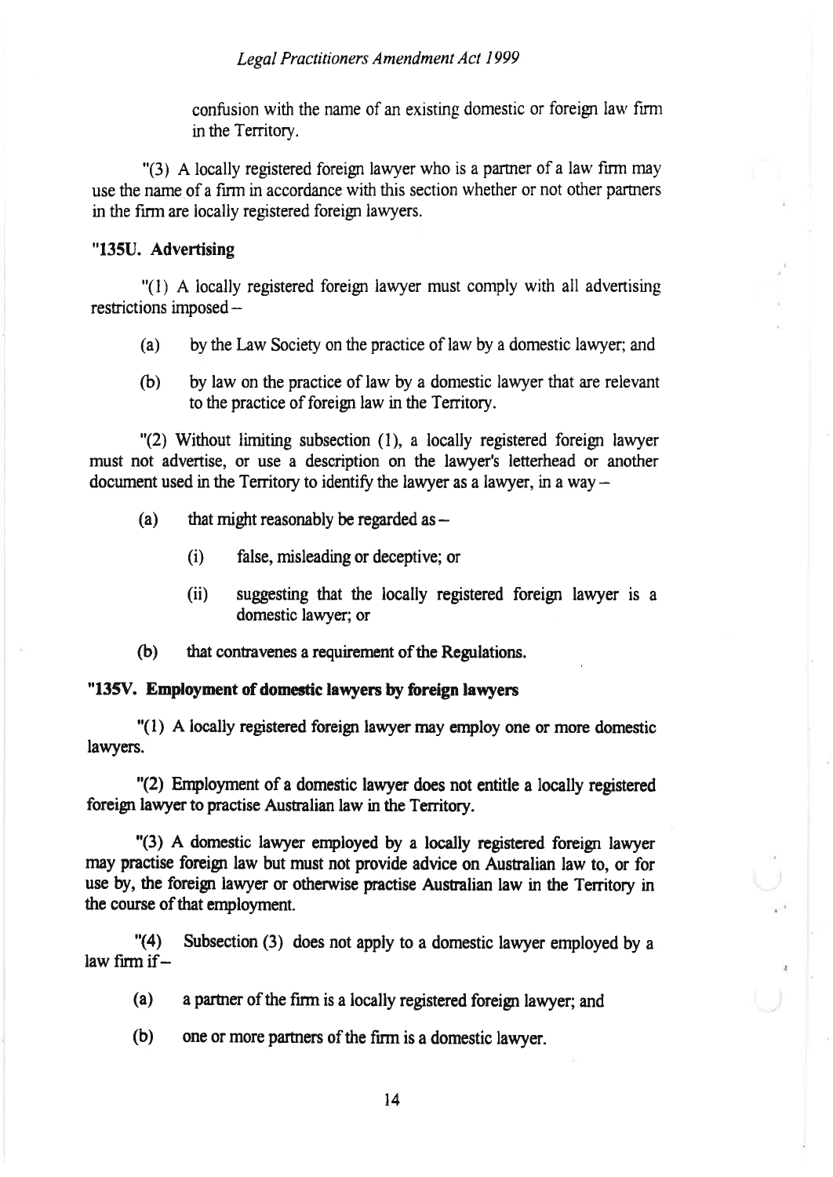confusion with the name of an existing domestic or foreign law firm in the Territory.

"(3) A locally registered foreign lawyer who is a partner of a law firm may use the name of a firm in accordance with this section whether or not other partners in the firm are locally registered foreign lawyers.

**"135U. Advertising**

"(1) A locally registered foreign lawyer must comply with all advertising restrictions imposed –

(a) by the Law Society on the practice of law by a domestic lawyer; and

(b) by law on the practice of law by a domestic lawyer that are relevant to the practice of foreign law in the Territory.

"(2) Without limiting subsection (1), a locally registered foreign lawyer must not advertise, or use a description on the lawyer's letterhead or another document used in the Territory to identify the lawyer as a lawyer, in a way –

(a) that might reasonably be regarded as –

(i) false, misleading or deceptive; or

(ii) suggesting that the locally registered foreign lawyer is a domestic lawyer; or

(b) that contravenes a requirement of the Regulations.

**"135V. Employment of domestic lawyers by foreign lawyers**

"(1) A locally registered foreign lawyer may employ one or more domestic lawyers.

"(2) Employment of a domestic lawyer does not entitle a locally registered foreign lawyer to practise Australian law in the Territory.

"(3) A domestic lawyer employed by a locally registered foreign lawyer may practise foreign law but must not provide advice on Australian law to, or for use by, the foreign lawyer or otherwise practise Australian law in the Territory in the course of that employment.

"(4) Subsection (3) does not apply to a domestic lawyer employed by a law firm if –

(a) a partner of the firm is a locally registered foreign lawyer; and

(b) one or more partners of the firm is a domestic lawyer.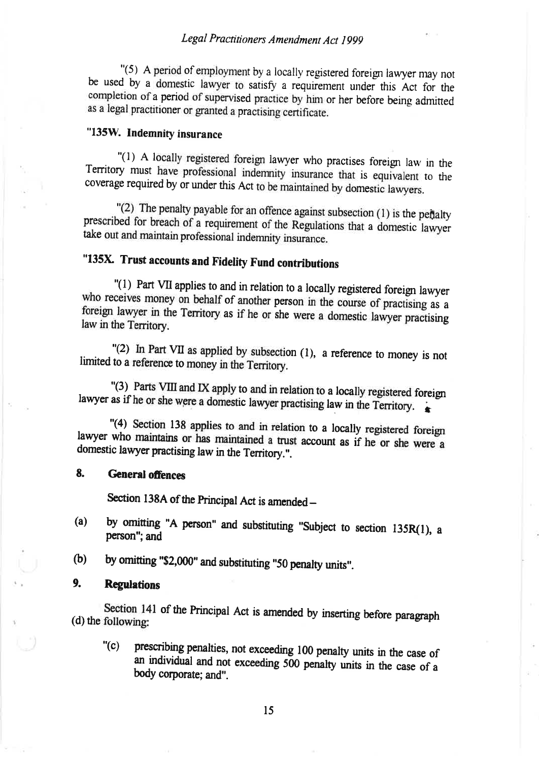"(5) A period of employment by a locally registered foreign lawyer may not be used by a domestic lawyer to satisfy a requirement under this Act for the completion of a period of supervised practice by him or her before being admitted as a legal practitioner or granted a practising certificate.

### "135W. Indemnity insurance

"(1) A locally registered foreign lawyer who practises foreign law in the Territory must have professional indemnity insurance that is equivalent to the coverage required by or under this Act to be maintained by domestic lawyers.

"(2) The penalty payable for an offence against subsection (1) is the penalty prescribed for breach of a requirement of the Regulations that a domestic lawyer take out and maintain professional indemnity insurance.

### "135X. Trust accounts and Fidelity Fund contributions

"(1) Part VII applies to and in relation to a locally registered foreign lawyer who receives money on behalf of another person in the course of practising as a foreign lawyer in the Territory as if he or she were a domestic lawyer practising law in the Territory.

"(2) In Part VII as applied by subsection (1), a reference to money is not limited to a reference to money in the Territory.

"(3) Parts VIII and IX apply to and in relation to a locally registered foreign lawyer as if he or she were a domestic lawyer practising law in the Territory.

"(4) Section 138 applies to and in relation to a locally registered foreign lawyer who maintains or has maintained a trust account as if he or she were a domestic lawyer practising law in the Territory.".

## 8. General offences

Section 138A of the Principal Act is amended –

(a) by omitting "A person" and substituting "Subject to section 135R(1), a person"; and

(b) by omitting "$2,000" and substituting "50 penalty units".

## 9. Regulations

Section 141 of the Principal Act is amended by inserting before paragraph (d) the following:

"(c) prescribing penalties, not exceeding 100 penalty units in the case of an individual and not exceeding 500 penalty units in the case of a body corporate; and".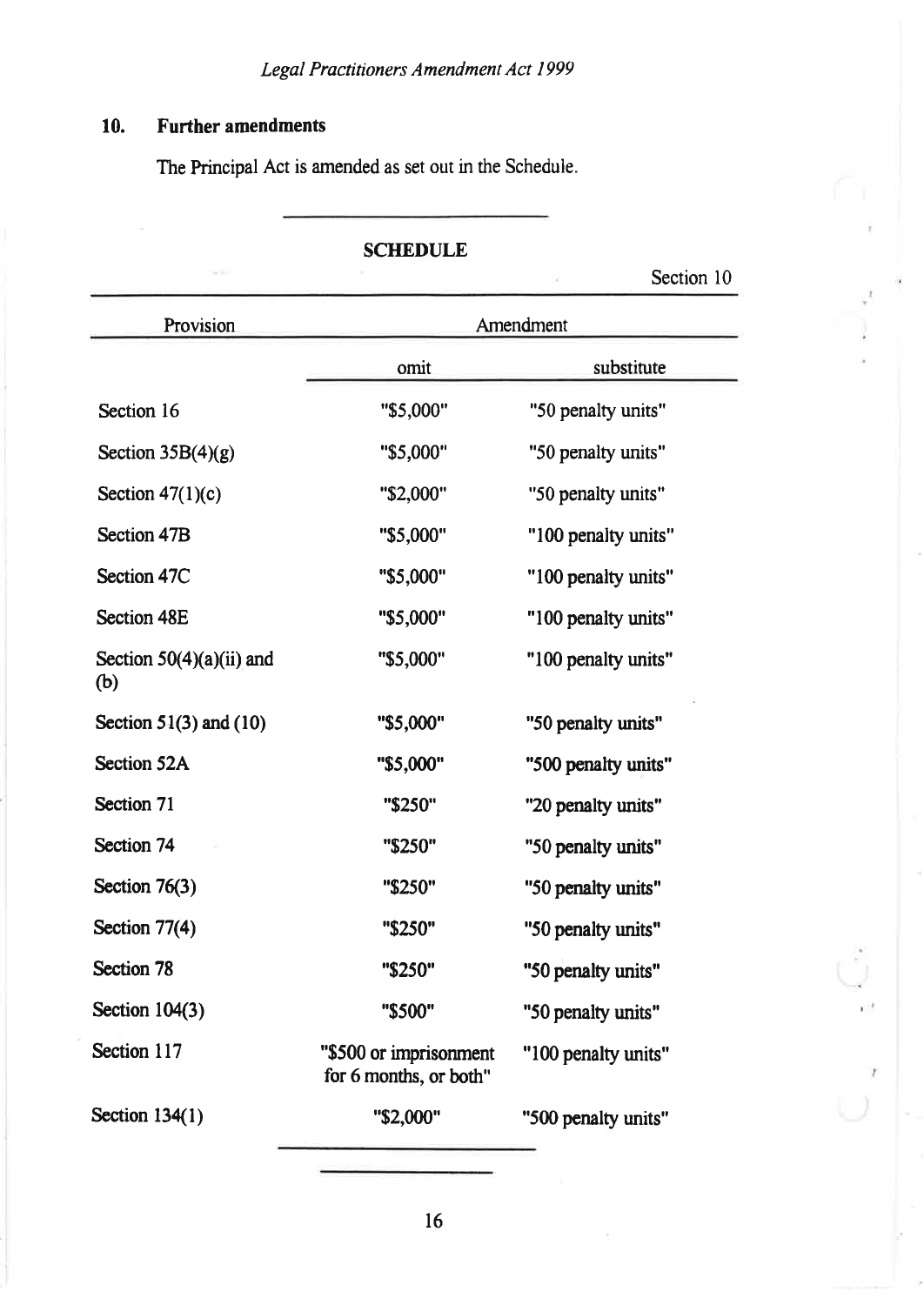## 10. Further amendments

The Principal Act is amended as set out in the Schedule.

---

## SCHEDULE

Section 10

| Provision | Amendment | |
|---|---|---|
| | omit | substitute |
| Section 16 | "$5,000" | "50 penalty units" |
| Section 35B(4)(g) | "$5,000" | "50 penalty units" |
| Section 47(1)(c) | "$2,000" | "50 penalty units" |
| Section 47B | "$5,000" | "100 penalty units" |
| Section 47C | "$5,000" | "100 penalty units" |
| Section 48E | "$5,000" | "100 penalty units" |
| Section 50(4)(a)(ii) and (b) | "$5,000" | "100 penalty units" |
| Section 51(3) and (10) | "$5,000" | "50 penalty units" |
| Section 52A | "$5,000" | "500 penalty units" |
| Section 71 | "$250" | "20 penalty units" |
| Section 74 | "$250" | "50 penalty units" |
| Section 76(3) | "$250" | "50 penalty units" |
| Section 77(4) | "$250" | "50 penalty units" |
| Section 78 | "$250" | "50 penalty units" |
| Section 104(3) | "$500" | "50 penalty units" |
| Section 117 | "$500 or imprisonment for 6 months, or both" | "100 penalty units" |
| Section 134(1) | "$2,000" | "500 penalty units" |